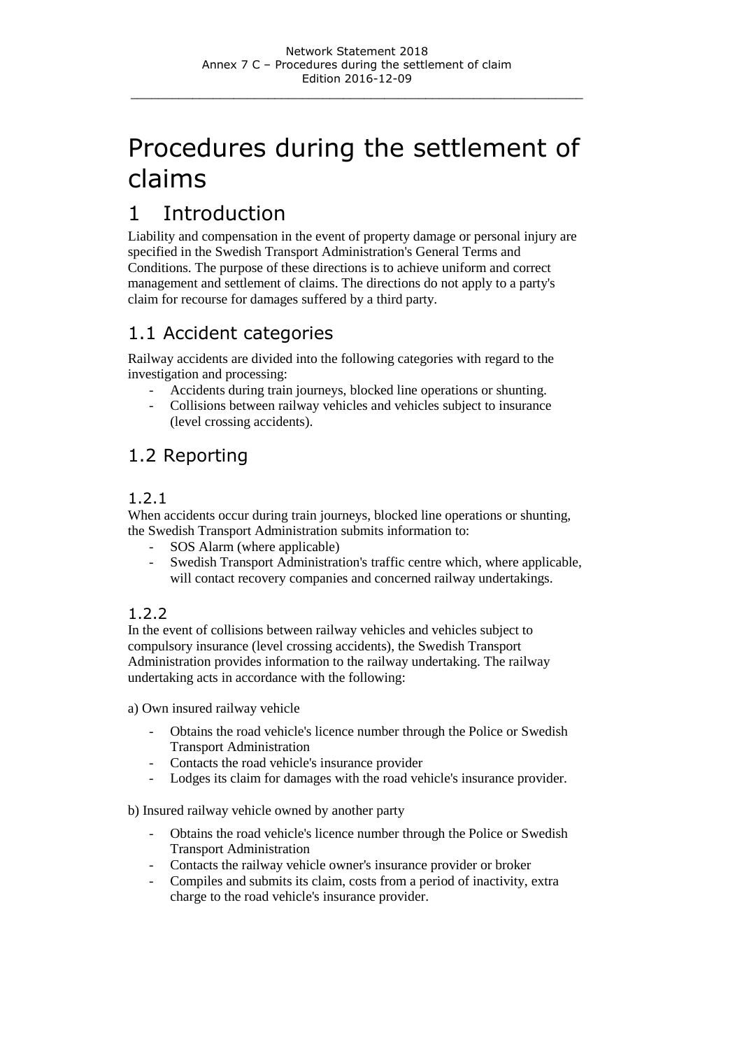# Procedures during the settlement of claims

## 1 Introduction

Liability and compensation in the event of property damage or personal injury are specified in the Swedish Transport Administration's General Terms and Conditions. The purpose of these directions is to achieve uniform and correct management and settlement of claims. The directions do not apply to a party's claim for recourse for damages suffered by a third party.

### 1.1 Accident categories

Railway accidents are divided into the following categories with regard to the investigation and processing:

- Accidents during train journeys, blocked line operations or shunting.
- Collisions between railway vehicles and vehicles subject to insurance (level crossing accidents).

### 1.2 Reporting

#### 1.2.1

When accidents occur during train journeys, blocked line operations or shunting, the Swedish Transport Administration submits information to:

- SOS Alarm (where applicable)
- Swedish Transport Administration's traffic centre which, where applicable, will contact recovery companies and concerned railway undertakings.

#### 1.2.2

In the event of collisions between railway vehicles and vehicles subject to compulsory insurance (level crossing accidents), the Swedish Transport Administration provides information to the railway undertaking. The railway undertaking acts in accordance with the following:

a) Own insured railway vehicle

- Obtains the road vehicle's licence number through the Police or Swedish Transport Administration
- Contacts the road vehicle's insurance provider
- Lodges its claim for damages with the road vehicle's insurance provider.

b) Insured railway vehicle owned by another party

- Obtains the road vehicle's licence number through the Police or Swedish Transport Administration
- Contacts the railway vehicle owner's insurance provider or broker
- Compiles and submits its claim, costs from a period of inactivity, extra charge to the road vehicle's insurance provider.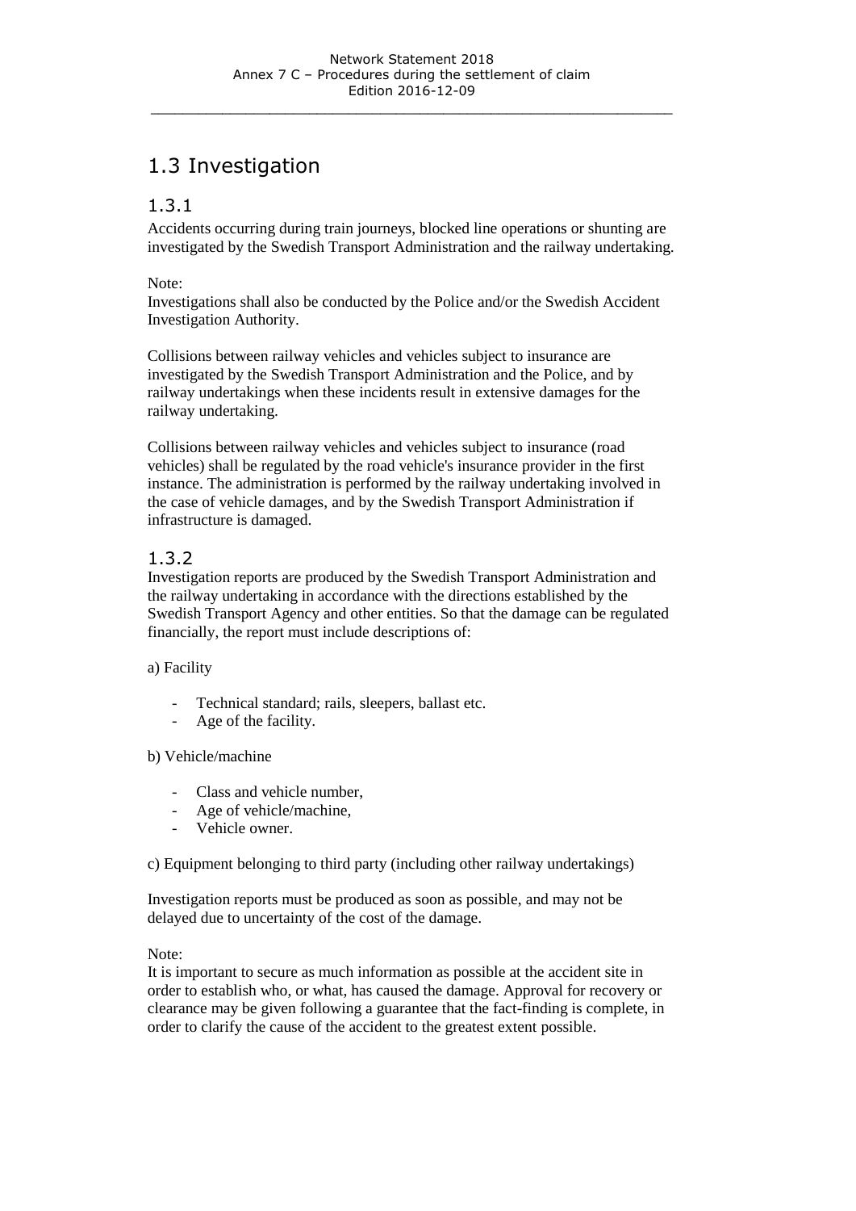## 1.3 Investigation

### 1.3.1

Accidents occurring during train journeys, blocked line operations or shunting are investigated by the Swedish Transport Administration and the railway undertaking.

Note:
Investigations shall also be conducted by the Police and/or the Swedish Accident Investigation Authority.

Collisions between railway vehicles and vehicles subject to insurance are investigated by the Swedish Transport Administration and the Police, and by railway undertakings when these incidents result in extensive damages for the railway undertaking.

Collisions between railway vehicles and vehicles subject to insurance (road vehicles) shall be regulated by the road vehicle's insurance provider in the first instance. The administration is performed by the railway undertaking involved in the case of vehicle damages, and by the Swedish Transport Administration if infrastructure is damaged.

### 1.3.2

Investigation reports are produced by the Swedish Transport Administration and the railway undertaking in accordance with the directions established by the Swedish Transport Agency and other entities. So that the damage can be regulated financially, the report must include descriptions of:

a) Facility

- Technical standard; rails, sleepers, ballast etc.
- Age of the facility.

b) Vehicle/machine

- Class and vehicle number,
- Age of vehicle/machine,
- Vehicle owner.

c) Equipment belonging to third party (including other railway undertakings)

Investigation reports must be produced as soon as possible, and may not be delayed due to uncertainty of the cost of the damage.

Note:
It is important to secure as much information as possible at the accident site in order to establish who, or what, has caused the damage. Approval for recovery or clearance may be given following a guarantee that the fact-finding is complete, in order to clarify the cause of the accident to the greatest extent possible.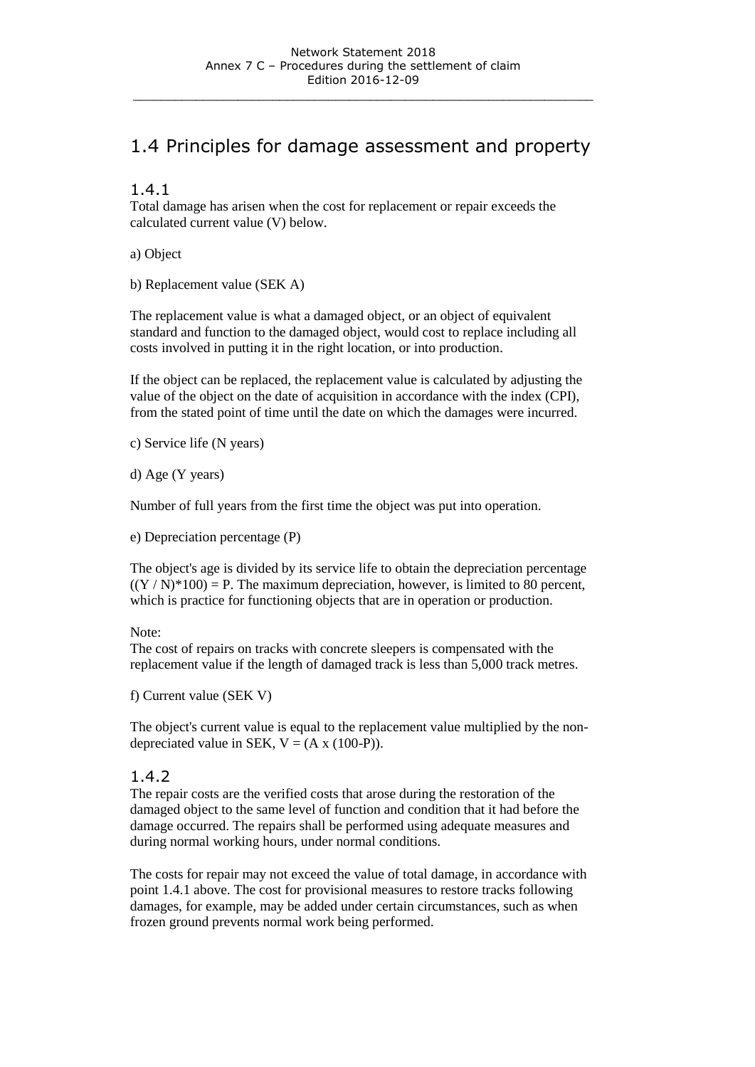## 1.4 Principles for damage assessment and property

### 1.4.1

Total damage has arisen when the cost for replacement or repair exceeds the calculated current value (V) below.

a) Object

b) Replacement value (SEK A)

The replacement value is what a damaged object, or an object of equivalent standard and function to the damaged object, would cost to replace including all costs involved in putting it in the right location, or into production.

If the object can be replaced, the replacement value is calculated by adjusting the value of the object on the date of acquisition in accordance with the index (CPI), from the stated point of time until the date on which the damages were incurred.

c) Service life (N years)

d) Age (Y years)

Number of full years from the first time the object was put into operation.

e) Depreciation percentage (P)

The object's age is divided by its service life to obtain the depreciation percentage $((Y / N)*100) = P$. The maximum depreciation, however, is limited to 80 percent, which is practice for functioning objects that are in operation or production.

Note:
The cost of repairs on tracks with concrete sleepers is compensated with the replacement value if the length of damaged track is less than 5,000 track metres.

f) Current value (SEK V)

The object's current value is equal to the replacement value multiplied by the non-depreciated value in SEK, $V = (A \times (100\text{-}P))$.

### 1.4.2

The repair costs are the verified costs that arose during the restoration of the damaged object to the same level of function and condition that it had before the damage occurred. The repairs shall be performed using adequate measures and during normal working hours, under normal conditions.

The costs for repair may not exceed the value of total damage, in accordance with point 1.4.1 above. The cost for provisional measures to restore tracks following damages, for example, may be added under certain circumstances, such as when frozen ground prevents normal work being performed.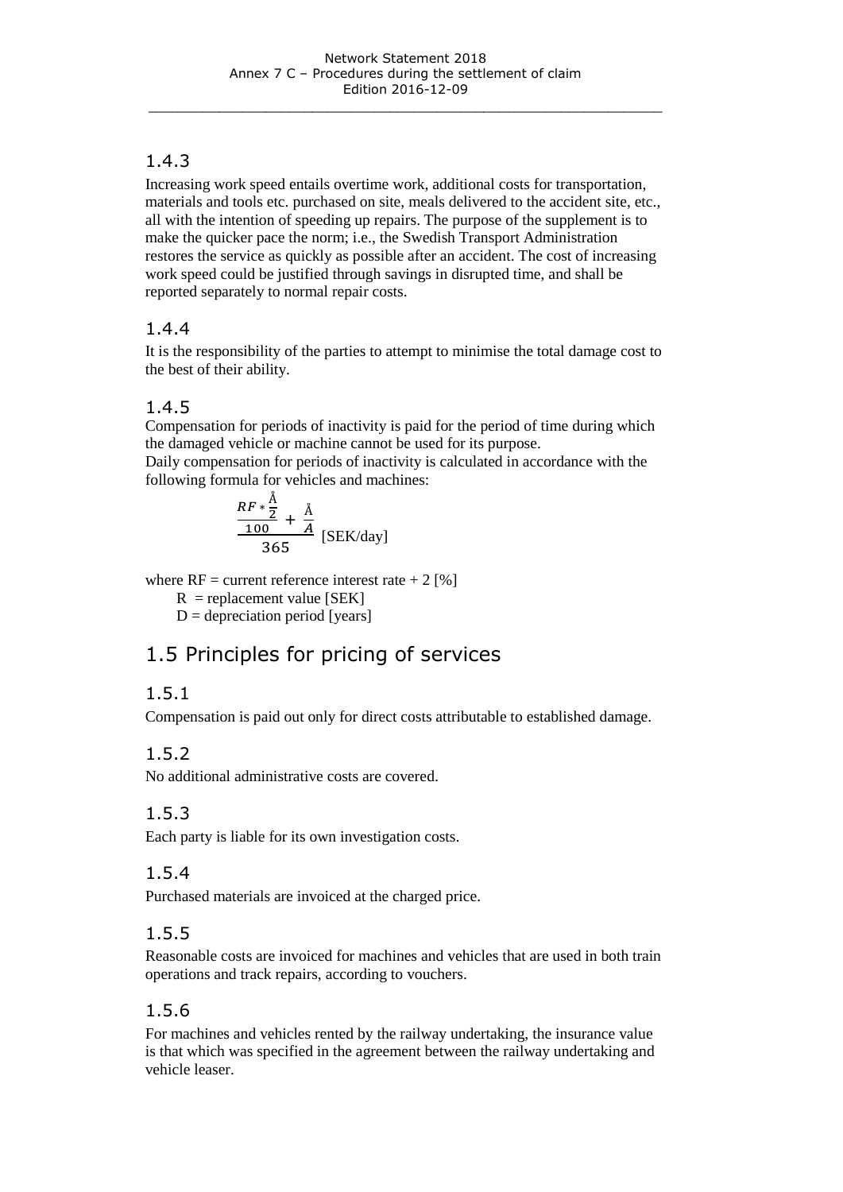### 1.4.3

Increasing work speed entails overtime work, additional costs for transportation, materials and tools etc. purchased on site, meals delivered to the accident site, etc., all with the intention of speeding up repairs. The purpose of the supplement is to make the quicker pace the norm; i.e., the Swedish Transport Administration restores the service as quickly as possible after an accident. The cost of increasing work speed could be justified through savings in disrupted time, and shall be reported separately to normal repair costs.

### 1.4.4

It is the responsibility of the parties to attempt to minimise the total damage cost to the best of their ability.

### 1.4.5

Compensation for periods of inactivity is paid for the period of time during which the damaged vehicle or machine cannot be used for its purpose.
Daily compensation for periods of inactivity is calculated in accordance with the following formula for vehicles and machines:

$$\frac{\frac{RF * \frac{Å}{2}}{100} + \frac{Å}{A}}{365} \text{ [SEK/day]}$$

where RF = current reference interest rate + 2 [%]
R = replacement value [SEK]
D = depreciation period [years]

## 1.5 Principles for pricing of services

### 1.5.1

Compensation is paid out only for direct costs attributable to established damage.

### 1.5.2

No additional administrative costs are covered.

### 1.5.3

Each party is liable for its own investigation costs.

### 1.5.4

Purchased materials are invoiced at the charged price.

### 1.5.5

Reasonable costs are invoiced for machines and vehicles that are used in both train operations and track repairs, according to vouchers.

### 1.5.6

For machines and vehicles rented by the railway undertaking, the insurance value is that which was specified in the agreement between the railway undertaking and vehicle leaser.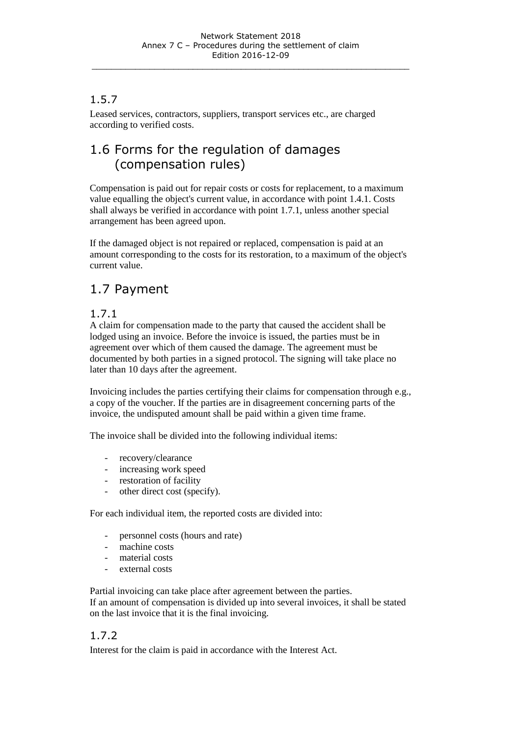### 1.5.7

Leased services, contractors, suppliers, transport services etc., are charged according to verified costs.

## 1.6 Forms for the regulation of damages (compensation rules)

Compensation is paid out for repair costs or costs for replacement, to a maximum value equalling the object's current value, in accordance with point 1.4.1. Costs shall always be verified in accordance with point 1.7.1, unless another special arrangement has been agreed upon.

If the damaged object is not repaired or replaced, compensation is paid at an amount corresponding to the costs for its restoration, to a maximum of the object's current value.

## 1.7 Payment

### 1.7.1

A claim for compensation made to the party that caused the accident shall be lodged using an invoice. Before the invoice is issued, the parties must be in agreement over which of them caused the damage. The agreement must be documented by both parties in a signed protocol. The signing will take place no later than 10 days after the agreement.

Invoicing includes the parties certifying their claims for compensation through e.g., a copy of the voucher. If the parties are in disagreement concerning parts of the invoice, the undisputed amount shall be paid within a given time frame.

The invoice shall be divided into the following individual items:

- recovery/clearance
- increasing work speed
- restoration of facility
- other direct cost (specify).

For each individual item, the reported costs are divided into:

- personnel costs (hours and rate)
- machine costs
- material costs
- external costs

Partial invoicing can take place after agreement between the parties.
If an amount of compensation is divided up into several invoices, it shall be stated on the last invoice that it is the final invoicing.

### 1.7.2

Interest for the claim is paid in accordance with the Interest Act.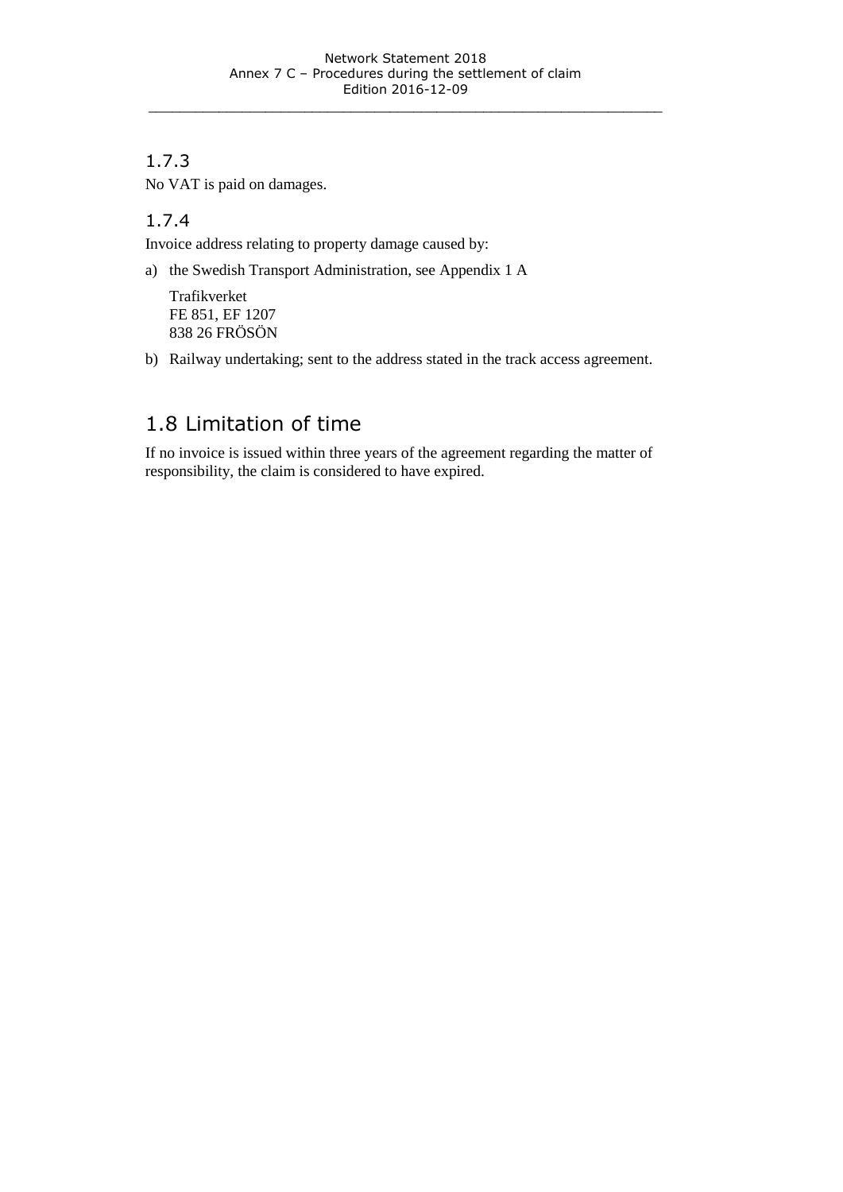### 1.7.3

No VAT is paid on damages.

### 1.7.4

Invoice address relating to property damage caused by:

a) the Swedish Transport Administration, see Appendix 1 A

   Trafikverket
   FE 851, EF 1207
   838 26 FRÖSÖN

b) Railway undertaking; sent to the address stated in the track access agreement.

## 1.8 Limitation of time

If no invoice is issued within three years of the agreement regarding the matter of responsibility, the claim is considered to have expired.